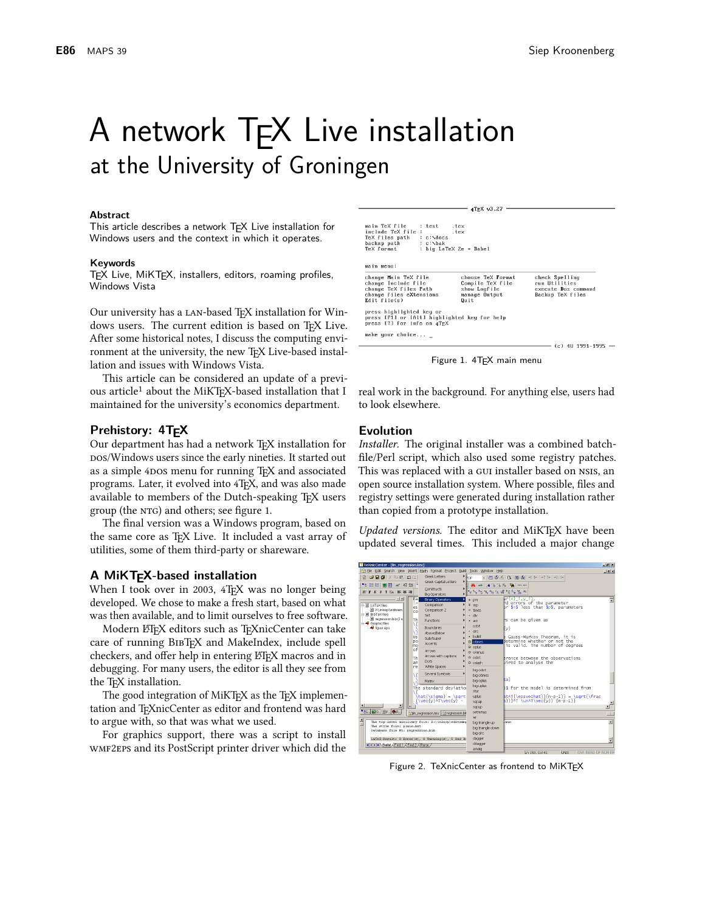# A network TEX Live installation

## at the University of Groningen

**Abstract**

This article describes a network TEX Live installation for Windows users and the context in which it operates.

**Keywords**

TEX Live, MiKTEX, installers, editors, roaming profiles, Windows Vista

Our university has a LAN-based TEX installation for Windows users. The current edition is based on TEX Live. After some historical notes, I discuss the computing environment at the university, the new TEX Live-based installation and issues with Windows Vista.

This article can be considered an update of a previous article[1] about the MiKTEX-based installation that I maintained for the university's economics department.

### Prehistory: 4TEX

Our department has had a network TEX installation for DOS/Windows users since the early nineties. It started out as a simple 4DOS menu for running TEX and associated programs. Later, it evolved into 4TEX, and was also made available to members of the Dutch-speaking TEX users group (the NTG) and others; see figure 1.

The final version was a Windows program, based on the same core as TEX Live. It included a vast array of utilities, some of them third-party or shareware.

### A MiKTEX-based installation

When I took over in 2003, 4TEX was no longer being developed. We chose to make a fresh start, based on what was then available, and to limit ourselves to free software.

Modern LATEX editors such as TEXnicCenter can take care of running BIBTEX and MakeIndex, include spell checkers, and offer help in entering LATEX macros and in debugging. For many users, the editor is all they see from the TEX installation.

The good integration of MiKTEX as the TEX implementation and TEXnicCenter as editor and frontend was hard to argue with, so that was what we used.

For graphics support, there was a script to install WMF2EPS and its PostScript printer driver which did the real work in the background. For anything else, users had to look elsewhere.

```
4TEX v3.27

main TeX file     : test      .tex
include TeX file  :           .tex
TeX files path    : c:\docs
backup path       : c:\bak
TeX format        : big LaTeX 2e + Babel

main menu:

change Main TeX file        choose TeX Format      check Spelling
change Include file         Compile TeX file       run Utilities
change TeX files Path       show Logfile           execute Dos command
change files eXtensions     manage Output          Backup TeX files
Edit file(s)                Quit

press highlighted key or
press [F1] or [Alt] highlighted key for help
press [?] for info on 4TEX

make your choice... _

(c) 4U 1991-1995
```

Figure 1. 4TEX main menu

### Evolution

*Installer.* The original installer was a combined batchfile/Perl script, which also used some registry patches. This was replaced with a GUI installer based on NSIS, an open source installation system. Where possible, files and registry settings were generated during installation rather than copied from a prototype installation.

*Updated versions.* The editor and MiKTEX have been updated several times. This included a major change

Figure 2. TeXnicCenter as frontend to MiKTEX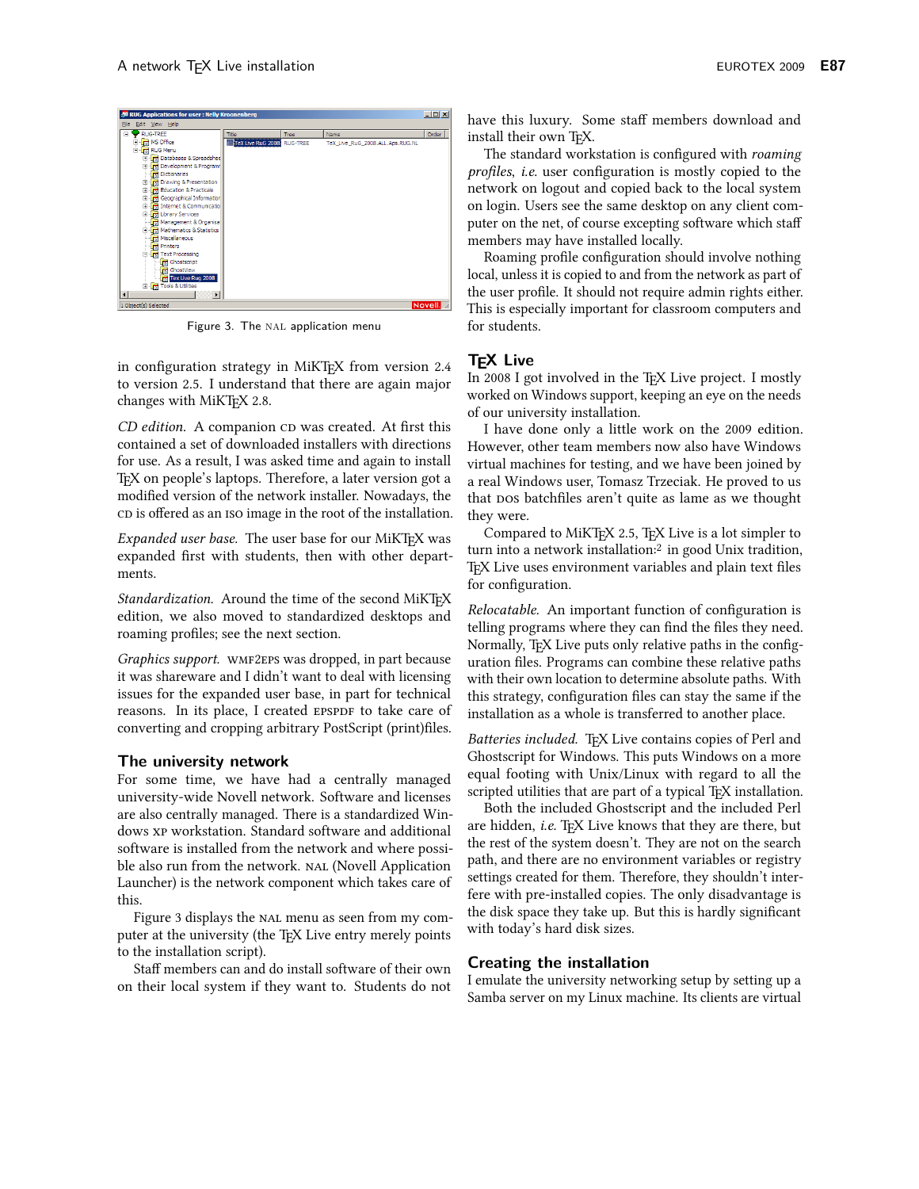Figure 3. The NAL application menu

in configuration strategy in MiKTeX from version 2.4 to version 2.5. I understand that there are again major changes with MiKTeX 2.8.

*CD edition.* A companion CD was created. At first this contained a set of downloaded installers with directions for use. As a result, I was asked time and again to install TeX on people's laptops. Therefore, a later version got a modified version of the network installer. Nowadays, the CD is offered as an ISO image in the root of the installation.

*Expanded user base.* The user base for our MiKTeX was expanded first with students, then with other departments.

*Standardization.* Around the time of the second MiKTeX edition, we also moved to standardized desktops and roaming profiles; see the next section.

*Graphics support.* WMF2EPS was dropped, in part because it was shareware and I didn't want to deal with licensing issues for the expanded user base, in part for technical reasons. In its place, I created EPSPDF to take care of converting and cropping arbitrary PostScript (print)files.

## The university network

For some time, we have had a centrally managed university-wide Novell network. Software and licenses are also centrally managed. There is a standardized Windows XP workstation. Standard software and additional software is installed from the network and where possible also run from the network. NAL (Novell Application Launcher) is the network component which takes care of this.

Figure 3 displays the NAL menu as seen from my computer at the university (the TeX Live entry merely points to the installation script).

Staff members can and do install software of their own on their local system if they want to. Students do not have this luxury. Some staff members download and install their own TeX.

The standard workstation is configured with *roaming profiles*, *i.e.* user configuration is mostly copied to the network on logout and copied back to the local system on login. Users see the same desktop on any client computer on the net, of course excepting software which staff members may have installed locally.

Roaming profile configuration should involve nothing local, unless it is copied to and from the network as part of the user profile. It should not require admin rights either. This is especially important for classroom computers and for students.

## TeX Live

In 2008 I got involved in the TeX Live project. I mostly worked on Windows support, keeping an eye on the needs of our university installation.

I have done only a little work on the 2009 edition. However, other team members now also have Windows virtual machines for testing, and we have been joined by a real Windows user, Tomasz Trzeciak. He proved to us that DOS batchfiles aren't quite as lame as we thought they were.

Compared to MiKTeX 2.5, TeX Live is a lot simpler to turn into a network installation:[2] in good Unix tradition, TeX Live uses environment variables and plain text files for configuration.

*Relocatable.* An important function of configuration is telling programs where they can find the files they need. Normally, TeX Live puts only relative paths in the configuration files. Programs can combine these relative paths with their own location to determine absolute paths. With this strategy, configuration files can stay the same if the installation as a whole is transferred to another place.

*Batteries included.* TeX Live contains copies of Perl and Ghostscript for Windows. This puts Windows on a more equal footing with Unix/Linux with regard to all the scripted utilities that are part of a typical TeX installation.

Both the included Ghostscript and the included Perl are hidden, *i.e.* TeX Live knows that they are there, but the rest of the system doesn't. They are not on the search path, and there are no environment variables or registry settings created for them. Therefore, they shouldn't interfere with pre-installed copies. The only disadvantage is the disk space they take up. But this is hardly significant with today's hard disk sizes.

## Creating the installation

I emulate the university networking setup by setting up a Samba server on my Linux machine. Its clients are virtual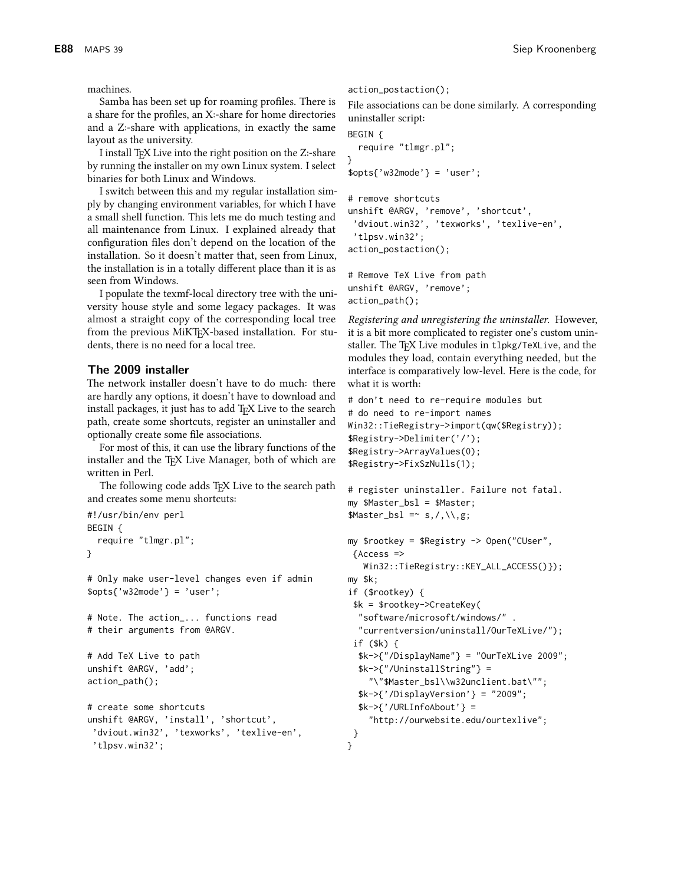machines.

Samba has been set up for roaming profiles. There is a share for the profiles, an X:-share for home directories and a Z:-share with applications, in exactly the same layout as the university.

I install TeX Live into the right position on the Z:-share by running the installer on my own Linux system. I select binaries for both Linux and Windows.

I switch between this and my regular installation simply by changing environment variables, for which I have a small shell function. This lets me do much testing and all maintenance from Linux. I explained already that configuration files don't depend on the location of the installation. So it doesn't matter that, seen from Linux, the installation is in a totally different place than it is as seen from Windows.

I populate the texmf-local directory tree with the university house style and some legacy packages. It was almost a straight copy of the corresponding local tree from the previous MiKTeX-based installation. For students, there is no need for a local tree.

## The 2009 installer

The network installer doesn't have to do much: there are hardly any options, it doesn't have to download and install packages, it just has to add TeX Live to the search path, create some shortcuts, register an uninstaller and optionally create some file associations.

For most of this, it can use the library functions of the installer and the TeX Live Manager, both of which are written in Perl.

The following code adds TeX Live to the search path and creates some menu shortcuts:

```
#!/usr/bin/env perl
BEGIN {
  require "tlmgr.pl";
}

# Only make user-level changes even if admin
$opts{'w32mode'} = 'user';

# Note. The action_... functions read
# their arguments from @ARGV.

# Add TeX Live to path
unshift @ARGV, 'add';
action_path();

# create some shortcuts
unshift @ARGV, 'install', 'shortcut',
 'dviout.win32', 'texworks', 'texlive-en',
 'tlpsv.win32';
action_postaction();
```

File associations can be done similarly. A corresponding uninstaller script:

```
BEGIN {
  require "tlmgr.pl";
}
$opts{'w32mode'} = 'user';

# remove shortcuts
unshift @ARGV, 'remove', 'shortcut',
 'dviout.win32', 'texworks', 'texlive-en',
 'tlpsv.win32';
action_postaction();

# Remove TeX Live from path
unshift @ARGV, 'remove';
action_path();
```

*Registering and unregistering the uninstaller.* However, it is a bit more complicated to register one's custom uninstaller. The TeX Live modules in `tlpkg/TeXLive`, and the modules they load, contain everything needed, but the interface is comparatively low-level. Here is the code, for what it is worth:

```
# don't need to re-require modules but
# do need to re-import names
Win32::TieRegistry->import(qw($Registry));
$Registry->Delimiter('/');
$Registry->ArrayValues(0);
$Registry->FixSzNulls(1);

# register uninstaller. Failure not fatal.
my $Master_bsl = $Master;
$Master_bsl =~ s,/,\\,g;

my $rootkey = $Registry -> Open("CUser",
 {Access =>
   Win32::TieRegistry::KEY_ALL_ACCESS()});
my $k;
if ($rootkey) {
 $k = $rootkey->CreateKey(
  "software/microsoft/windows/" .
  "currentversion/uninstall/OurTeXLive/");
 if ($k) {
  $k->{"/DisplayName"} = "OurTeXLive 2009";
  $k->{"/UninstallString"} =
    "\"$Master_bsl\\w32unclient.bat\"";
  $k->{'/DisplayVersion'} = "2009";
  $k->{'/URLInfoAbout'} =
    "http://ourwebsite.edu/ourtexlive";
 }
}
```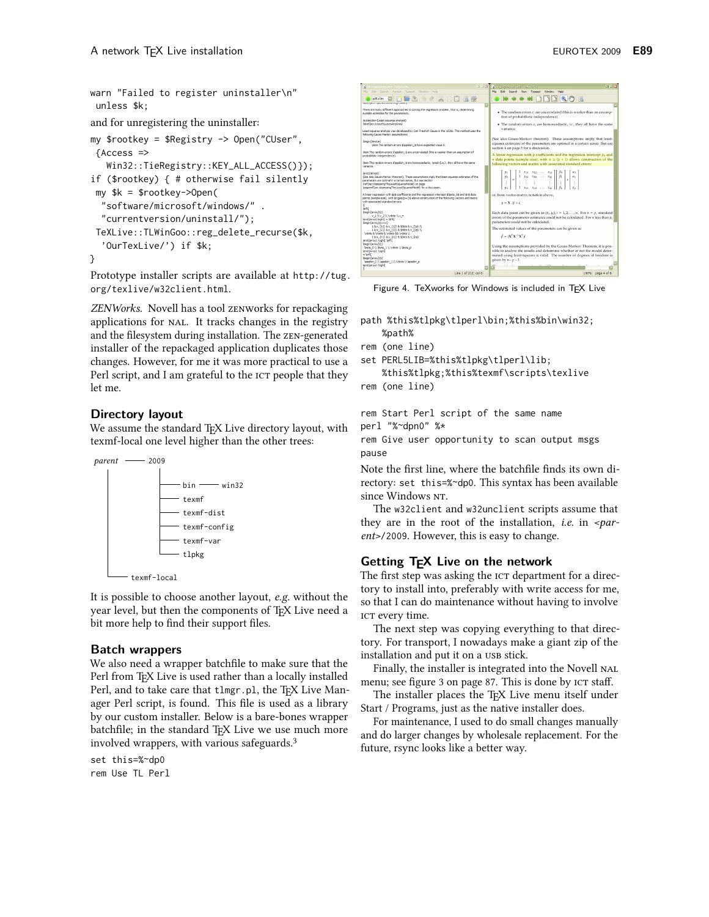```
warn "Failed to register uninstaller\n"
 unless $k;
```

and for unregistering the uninstaller:

```
my $rootkey = $Registry -> Open("CUser",
 {Access =>
   Win32::TieRegistry::KEY_ALL_ACCESS()});
if ($rootkey) { # otherwise fail silently
 my $k = $rootkey->Open(
  "software/microsoft/windows/" .
  "currentversion/uninstall/");
 TeXLive::TLWinGoo::reg_delete_recurse($k,
  'OurTexLive/') if $k;
}
```

Prototype installer scripts are available at `http://tug.org/texlive/w32client.html`.

*ZENWorks.* Novell has a tool ZENworks for repackaging applications for NAL. It tracks changes in the registry and the filesystem during installation. The ZEN-generated installer of the repackaged application duplicates those changes. However, for me it was more practical to use a Perl script, and I am grateful to the ICT people that they let me.

## Directory layout

We assume the standard TeX Live directory layout, with texmf-local one level higher than the other trees:

```
parent ── 2009
  │         │
  │         ├── bin ── win32
  │         ├── texmf
  │         ├── texmf-dist
  │         ├── texmf-config
  │         ├── texmf-var
  │         └── tlpkg
  │
  └── texmf-local
```

It is possible to choose another layout, *e.g.* without the year level, but then the components of TeX Live need a bit more help to find their support files.

## Batch wrappers

We also need a wrapper batchfile to make sure that the Perl from TeX Live is used rather than a locally installed Perl, and to take care that `tlmgr.pl`, the TeX Live Manager Perl script, is found. This file is used as a library by our custom installer. Below is a bare-bones wrapper batchfile; in the standard TeX Live we use much more involved wrappers, with various safeguards.[3]

```
set this=%~dp0
rem Use TL Perl
path %this%tlpkg\tlperl\bin;%this%bin\win32;
    %path%
rem (one line)
set PERL5LIB=%this%tlpkg\tlperl\lib;
    %this%tlpkg;%this%texmf\scripts\texlive
rem (one line)

rem Start Perl script of the same name
perl "%~dpn0" %*
rem Give user opportunity to scan output msgs
pause
```

Figure 4. TeXworks for Windows is included in TeX Live

Note the first line, where the batchfile finds its own directory: `set this=%~dp0`. This syntax has been available since Windows NT.

The `w32client` and `w32unclient` scripts assume that they are in the root of the installation, *i.e.* in <*parent*>`/2009`. However, this is easy to change.

## Getting TeX Live on the network

The first step was asking the ICT department for a directory to install into, preferably with write access for me, so that I can do maintenance without having to involve ICT every time.

The next step was copying everything to that directory. For transport, I nowadays make a giant zip of the installation and put it on a USB stick.

Finally, the installer is integrated into the Novell NAL menu; see figure 3 on page 87. This is done by ICT staff.

The installer places the TeX Live menu itself under Start / Programs, just as the native installer does.

For maintenance, I used to do small changes manually and do larger changes by wholesale replacement. For the future, rsync looks like a better way.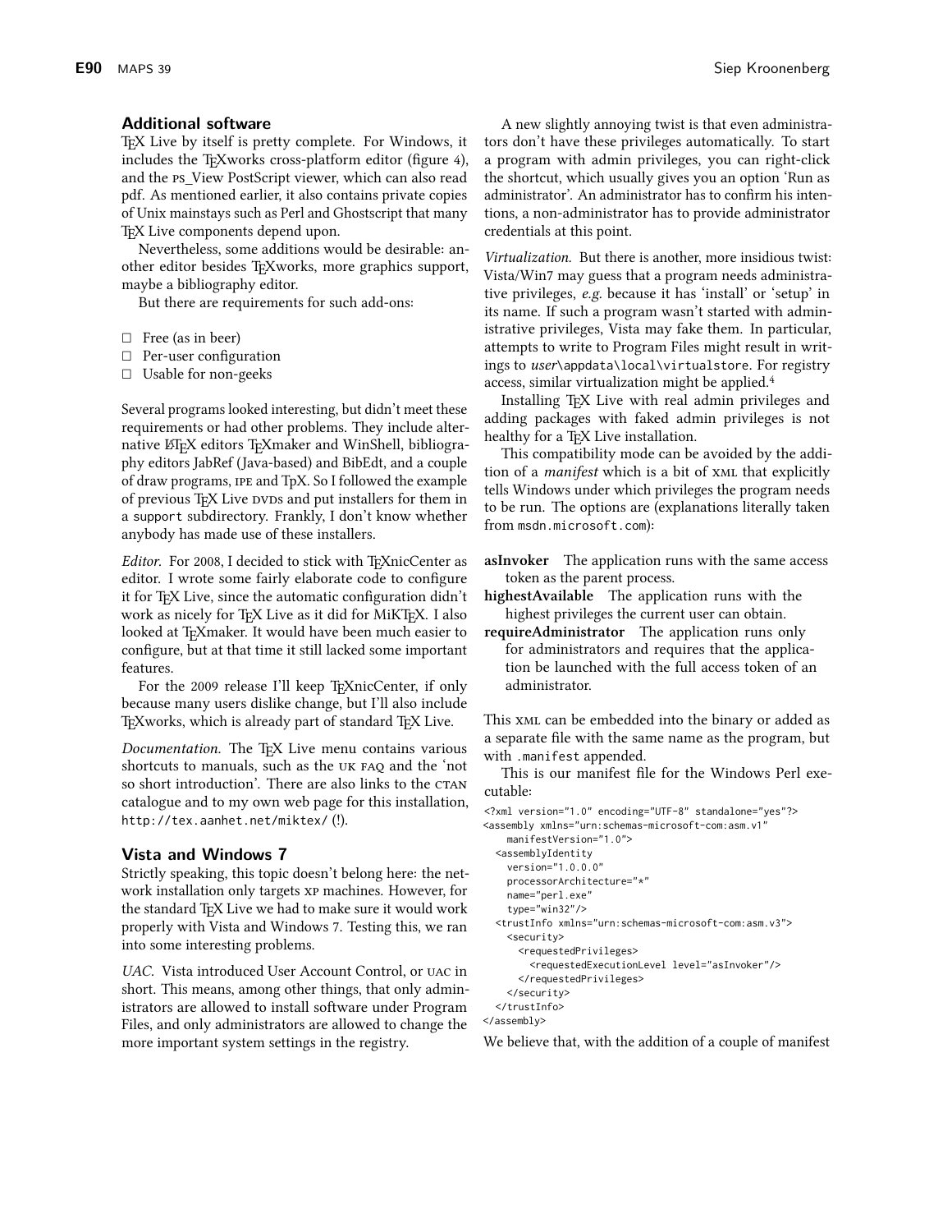## Additional software

TEX Live by itself is pretty complete. For Windows, it includes the TEXworks cross-platform editor (figure 4), and the PS_View PostScript viewer, which can also read pdf. As mentioned earlier, it also contains private copies of Unix mainstays such as Perl and Ghostscript that many TEX Live components depend upon.

Nevertheless, some additions would be desirable: another editor besides TEXworks, more graphics support, maybe a bibliography editor.

But there are requirements for such add-ons:

- ☐ Free (as in beer)
- ☐ Per-user configuration
- ☐ Usable for non-geeks

Several programs looked interesting, but didn't meet these requirements or had other problems. They include alternative LATEX editors TEXmaker and WinShell, bibliography editors JabRef (Java-based) and BibEdt, and a couple of draw programs, IPE and TpX. So I followed the example of previous TEX Live DVDs and put installers for them in a `support` subdirectory. Frankly, I don't know whether anybody has made use of these installers.

*Editor.* For 2008, I decided to stick with TEXnicCenter as editor. I wrote some fairly elaborate code to configure it for TEX Live, since the automatic configuration didn't work as nicely for TEX Live as it did for MiKTEX. I also looked at TEXmaker. It would have been much easier to configure, but at that time it still lacked some important features.

For the 2009 release I'll keep TEXnicCenter, if only because many users dislike change, but I'll also include TEXworks, which is already part of standard TEX Live.

*Documentation.* The TEX Live menu contains various shortcuts to manuals, such as the UK FAQ and the 'not so short introduction'. There are also links to the CTAN catalogue and to my own web page for this installation, `http://tex.aanhet.net/miktex/` (!).

## Vista and Windows 7

Strictly speaking, this topic doesn't belong here: the network installation only targets XP machines. However, for the standard TEX Live we had to make sure it would work properly with Vista and Windows 7. Testing this, we ran into some interesting problems.

*UAC.* Vista introduced User Account Control, or UAC in short. This means, among other things, that only administrators are allowed to install software under Program Files, and only administrators are allowed to change the more important system settings in the registry.

A new slightly annoying twist is that even administrators don't have these privileges automatically. To start a program with admin privileges, you can right-click the shortcut, which usually gives you an option 'Run as administrator'. An administrator has to confirm his intentions, a non-administrator has to provide administrator credentials at this point.

*Virtualization.* But there is another, more insidious twist: Vista/Win7 may guess that a program needs administrative privileges, *e.g.* because it has 'install' or 'setup' in its name. If such a program wasn't started with administrative privileges, Vista may fake them. In particular, attempts to write to Program Files might result in writings to *user*`\appdata\local\virtualstore`. For registry access, similar virtualization might be applied.[4]

Installing TEX Live with real admin privileges and adding packages with faked admin privileges is not healthy for a TEX Live installation.

This compatibility mode can be avoided by the addition of a *manifest* which is a bit of XML that explicitly tells Windows under which privileges the program needs to be run. The options are (explanations literally taken from `msdn.microsoft.com`):

**asInvoker** The application runs with the same access token as the parent process.

**highestAvailable** The application runs with the highest privileges the current user can obtain.

**requireAdministrator** The application runs only for administrators and requires that the application be launched with the full access token of an administrator.

This XML can be embedded into the binary or added as a separate file with the same name as the program, but with `.manifest` appended.

This is our manifest file for the Windows Perl executable:

```
<?xml version="1.0" encoding="UTF-8" standalone="yes"?>
<assembly xmlns="urn:schemas-microsoft-com:asm.v1"
    manifestVersion="1.0">
  <assemblyIdentity
    version="1.0.0.0"
    processorArchitecture="*"
    name="perl.exe"
    type="win32"/>
  <trustInfo xmlns="urn:schemas-microsoft-com:asm.v3">
    <security>
      <requestedPrivileges>
        <requestedExecutionLevel level="asInvoker"/>
      </requestedPrivileges>
    </security>
  </trustInfo>
</assembly>
```

We believe that, with the addition of a couple of manifest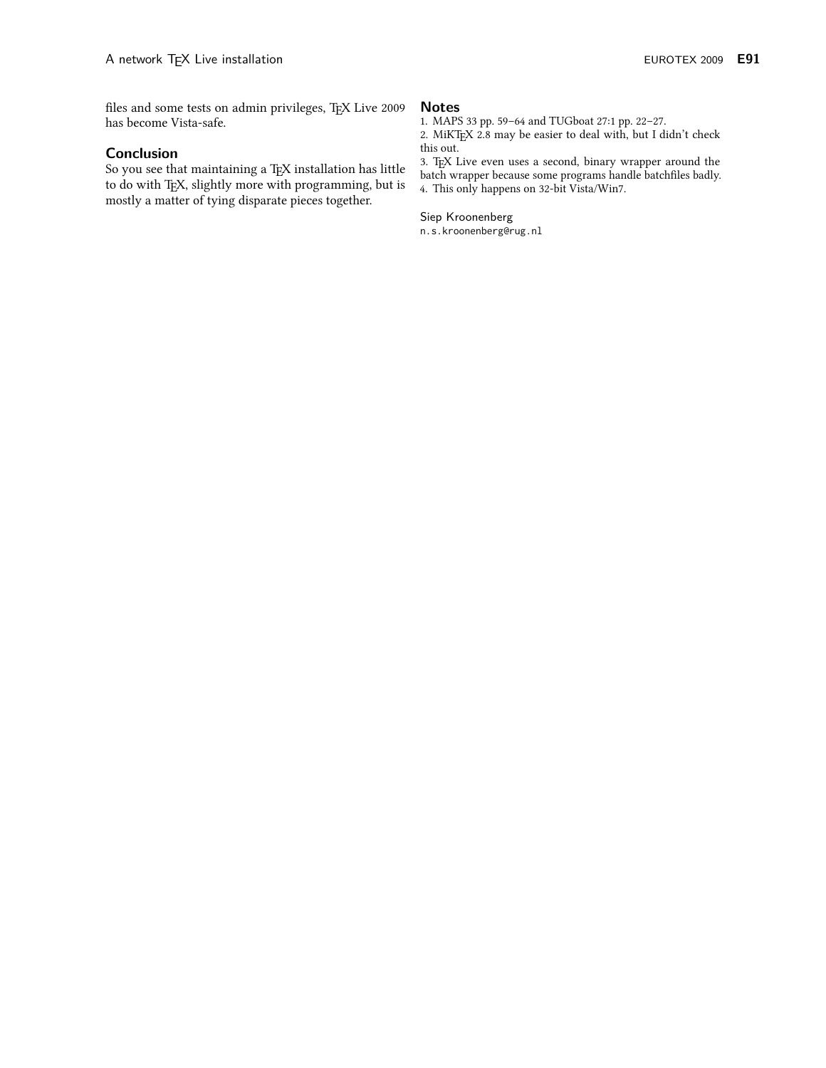files and some tests on admin privileges, TEX Live 2009 has become Vista-safe.

## Conclusion

So you see that maintaining a TEX installation has little to do with TEX, slightly more with programming, but is mostly a matter of tying disparate pieces together.

## Notes

1. MAPS 33 pp. 59–64 and TUGboat 27:1 pp. 22–27.
2. MiKTEX 2.8 may be easier to deal with, but I didn't check this out.
3. TEX Live even uses a second, binary wrapper around the batch wrapper because some programs handle batchfiles badly.
4. This only happens on 32-bit Vista/Win7.

Siep Kroonenberg
n.s.kroonenberg@rug.nl